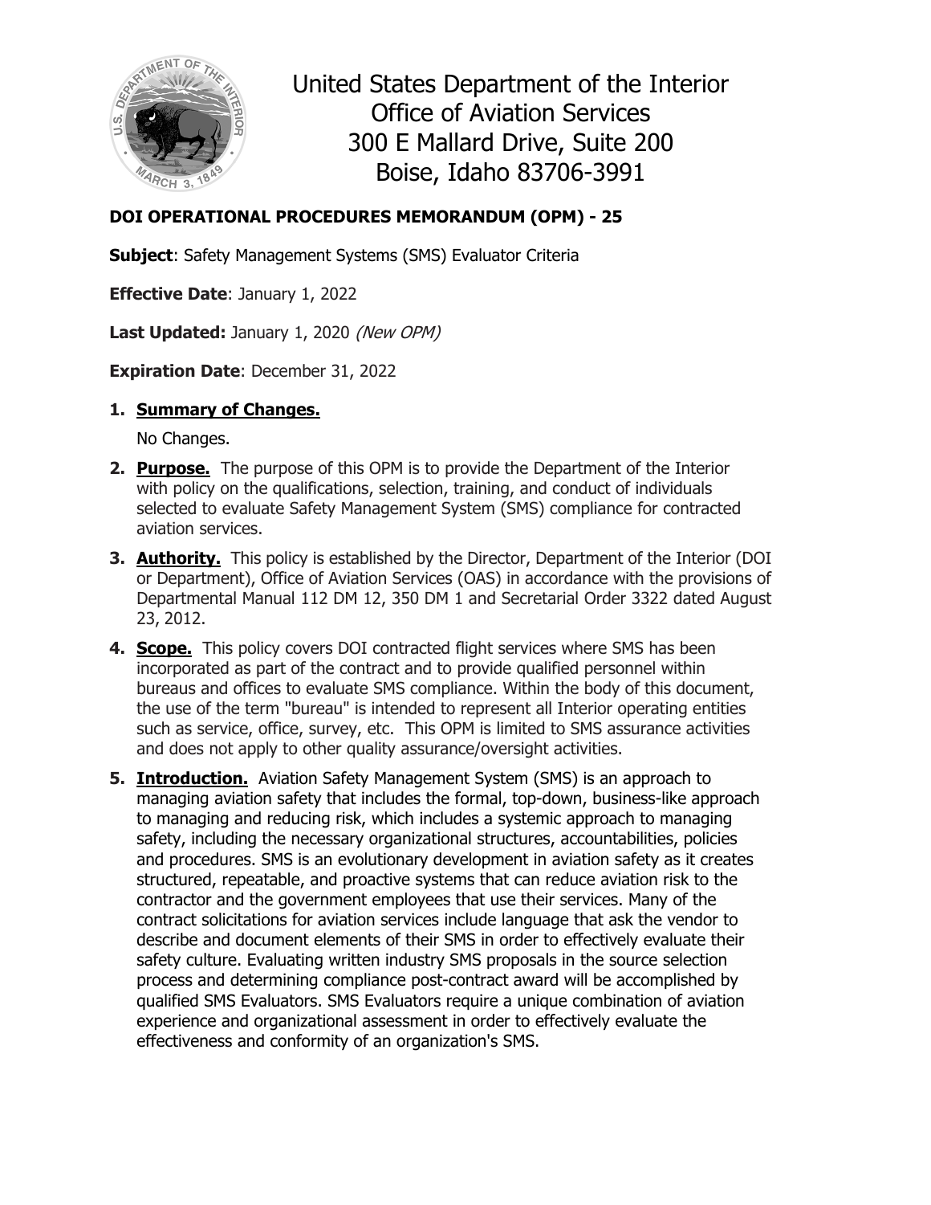United States Department of the Interior
Office of Aviation Services
300 E Mallard Drive, Suite 200
Boise, Idaho 83706-3991

**DOI OPERATIONAL PROCEDURES MEMORANDUM (OPM) - 25**

**Subject**: Safety Management Systems (SMS) Evaluator Criteria

**Effective Date**: January 1, 2022

**Last Updated:** January 1, 2020 *(New OPM)*

**Expiration Date**: December 31, 2022

1. **Summary of Changes.**

   No Changes.

2. **Purpose.** The purpose of this OPM is to provide the Department of the Interior with policy on the qualifications, selection, training, and conduct of individuals selected to evaluate Safety Management System (SMS) compliance for contracted aviation services.

3. **Authority.** This policy is established by the Director, Department of the Interior (DOI or Department), Office of Aviation Services (OAS) in accordance with the provisions of Departmental Manual 112 DM 12, 350 DM 1 and Secretarial Order 3322 dated August 23, 2012.

4. **Scope.** This policy covers DOI contracted flight services where SMS has been incorporated as part of the contract and to provide qualified personnel within bureaus and offices to evaluate SMS compliance. Within the body of this document, the use of the term "bureau" is intended to represent all Interior operating entities such as service, office, survey, etc. This OPM is limited to SMS assurance activities and does not apply to other quality assurance/oversight activities.

5. **Introduction.** Aviation Safety Management System (SMS) is an approach to managing aviation safety that includes the formal, top-down, business-like approach to managing and reducing risk, which includes a systemic approach to managing safety, including the necessary organizational structures, accountabilities, policies and procedures. SMS is an evolutionary development in aviation safety as it creates structured, repeatable, and proactive systems that can reduce aviation risk to the contractor and the government employees that use their services. Many of the contract solicitations for aviation services include language that ask the vendor to describe and document elements of their SMS in order to effectively evaluate their safety culture. Evaluating written industry SMS proposals in the source selection process and determining compliance post-contract award will be accomplished by qualified SMS Evaluators. SMS Evaluators require a unique combination of aviation experience and organizational assessment in order to effectively evaluate the effectiveness and conformity of an organization's SMS.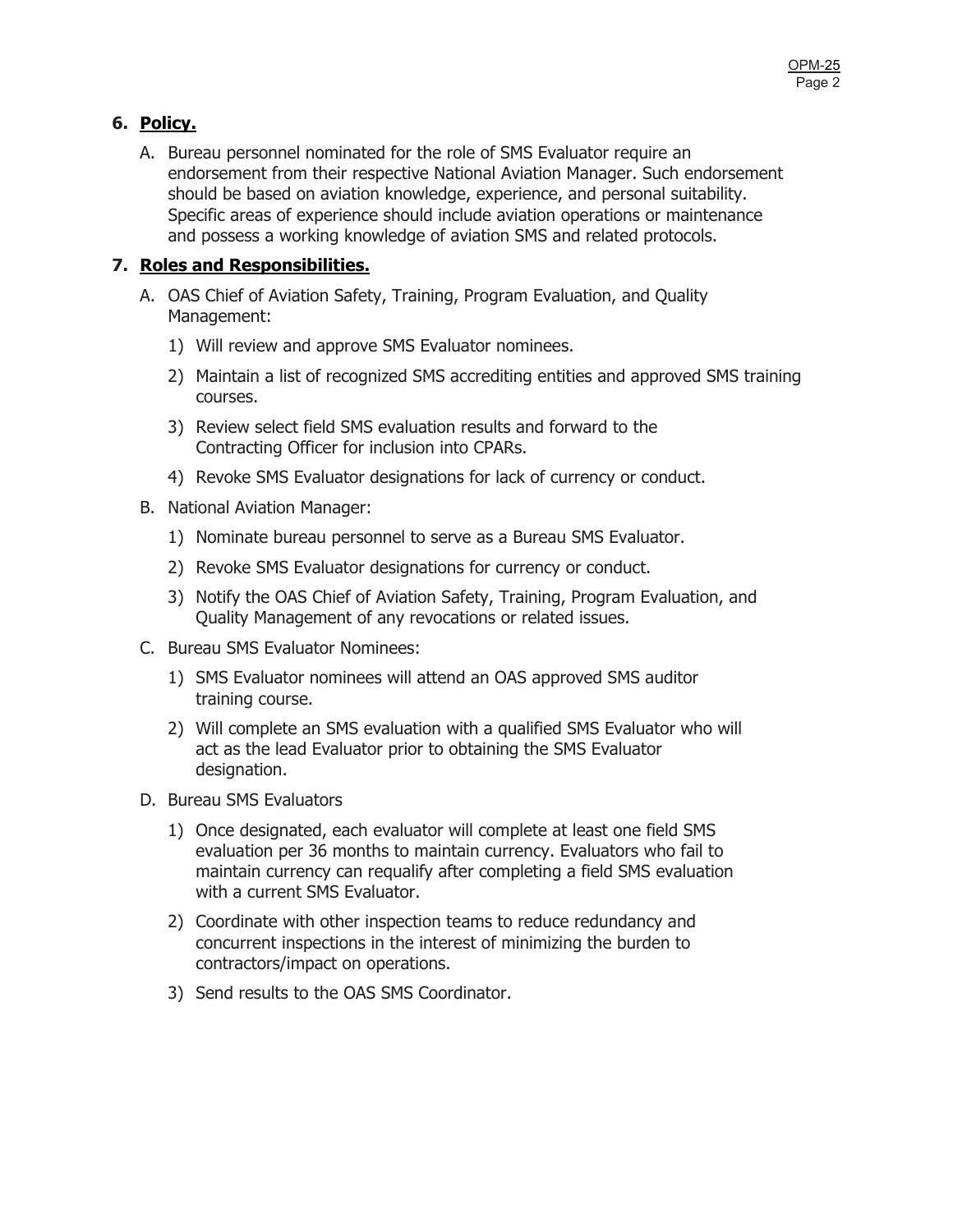## 6. **Policy.**

A. Bureau personnel nominated for the role of SMS Evaluator require an endorsement from their respective National Aviation Manager. Such endorsement should be based on aviation knowledge, experience, and personal suitability. Specific areas of experience should include aviation operations or maintenance and possess a working knowledge of aviation SMS and related protocols.

## 7. **Roles and Responsibilities.**

A. OAS Chief of Aviation Safety, Training, Program Evaluation, and Quality Management:

1) Will review and approve SMS Evaluator nominees.
2) Maintain a list of recognized SMS accrediting entities and approved SMS training courses.
3) Review select field SMS evaluation results and forward to the Contracting Officer for inclusion into CPARs.
4) Revoke SMS Evaluator designations for lack of currency or conduct.

B. National Aviation Manager:

1) Nominate bureau personnel to serve as a Bureau SMS Evaluator.
2) Revoke SMS Evaluator designations for currency or conduct.
3) Notify the OAS Chief of Aviation Safety, Training, Program Evaluation, and Quality Management of any revocations or related issues.

C. Bureau SMS Evaluator Nominees:

1) SMS Evaluator nominees will attend an OAS approved SMS auditor training course.
2) Will complete an SMS evaluation with a qualified SMS Evaluator who will act as the lead Evaluator prior to obtaining the SMS Evaluator designation.

D. Bureau SMS Evaluators

1) Once designated, each evaluator will complete at least one field SMS evaluation per 36 months to maintain currency. Evaluators who fail to maintain currency can requalify after completing a field SMS evaluation with a current SMS Evaluator.
2) Coordinate with other inspection teams to reduce redundancy and concurrent inspections in the interest of minimizing the burden to contractors/impact on operations.
3) Send results to the OAS SMS Coordinator.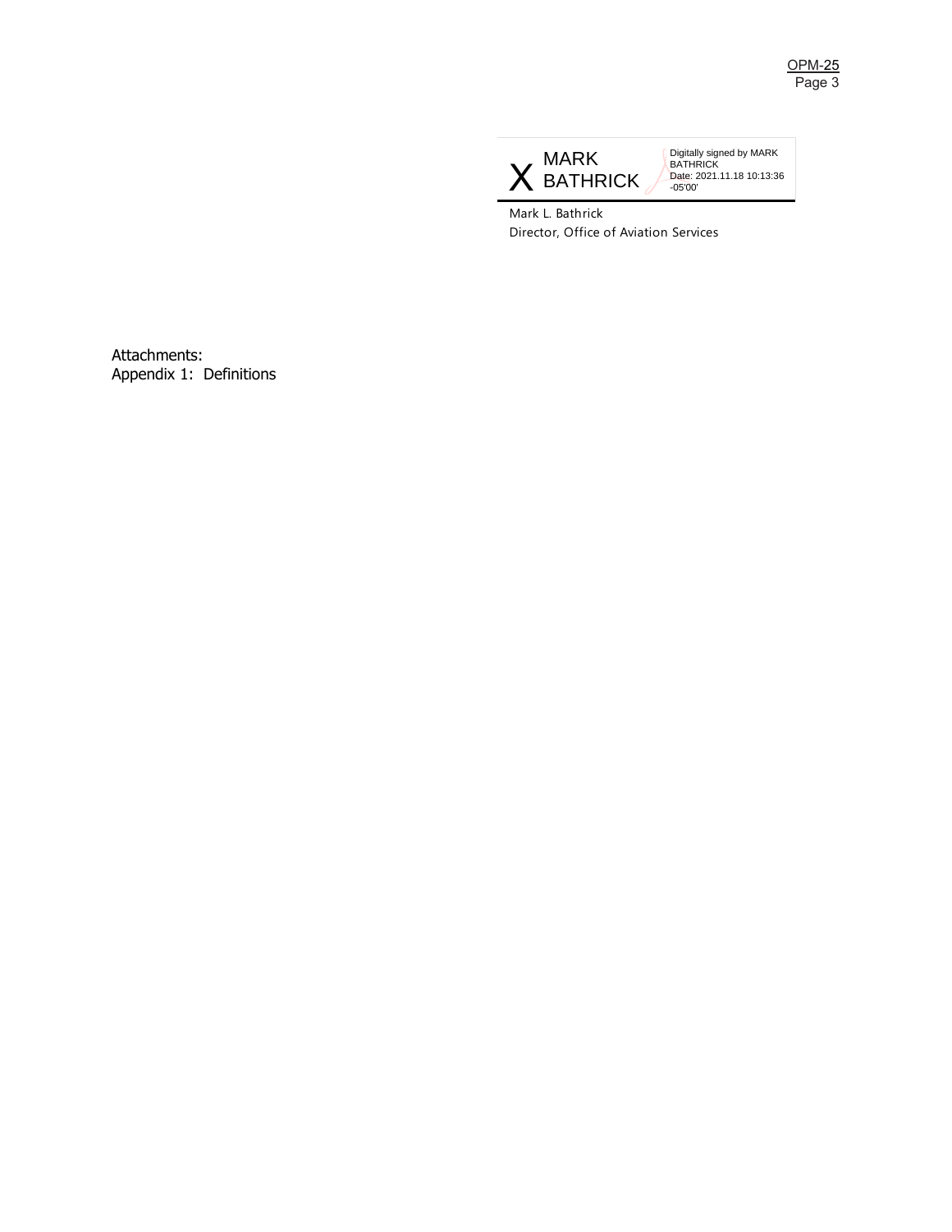X MARK BATHRICK

Digitally signed by MARK BATHRICK
Date: 2021.11.18 10:13:36 -05'00'

Mark L. Bathrick
Director, Office of Aviation Services

Attachments:
Appendix 1: Definitions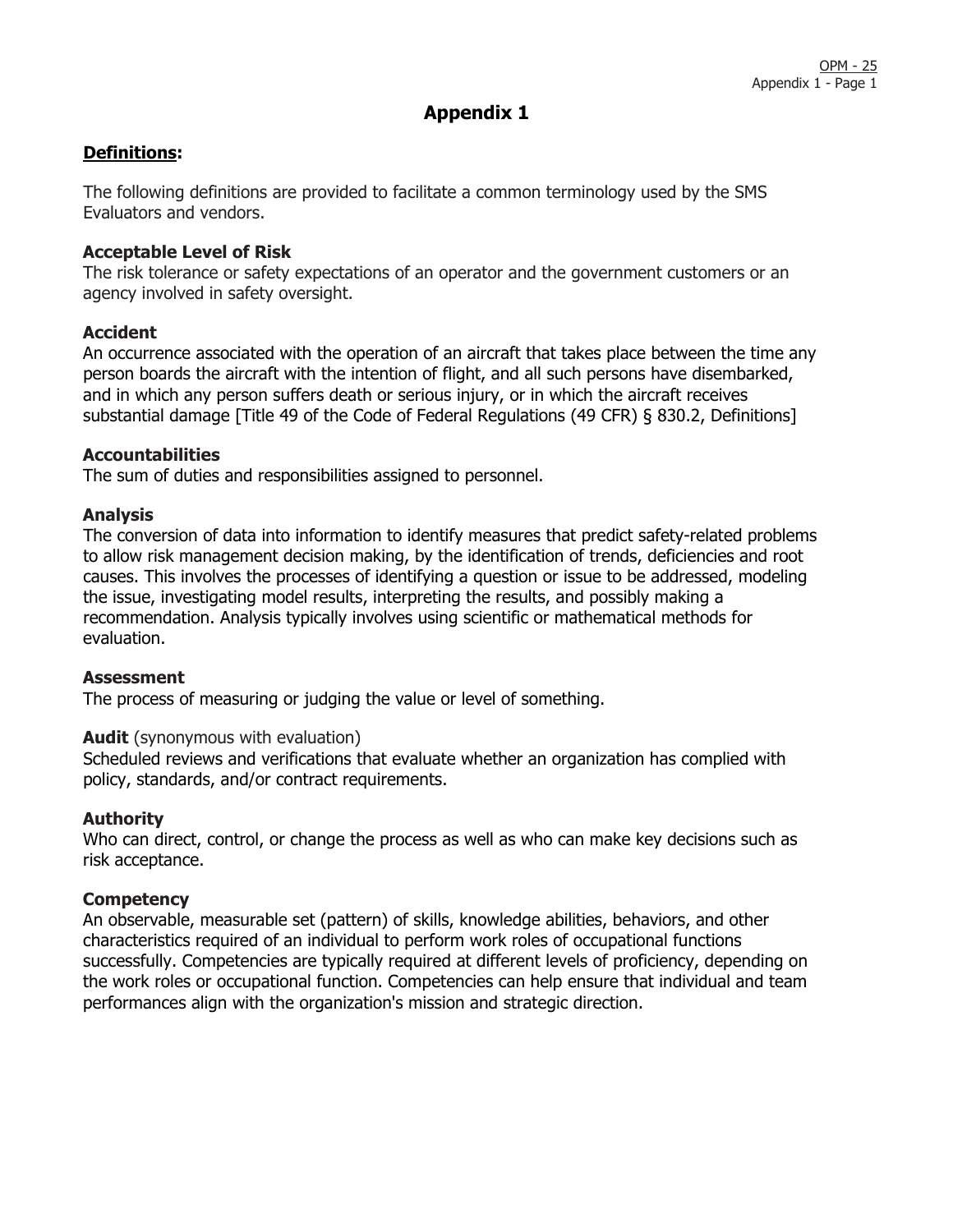# Appendix 1

## Definitions:

The following definitions are provided to facilitate a common terminology used by the SMS Evaluators and vendors.

**Acceptable Level of Risk**
The risk tolerance or safety expectations of an operator and the government customers or an agency involved in safety oversight.

**Accident**
An occurrence associated with the operation of an aircraft that takes place between the time any person boards the aircraft with the intention of flight, and all such persons have disembarked, and in which any person suffers death or serious injury, or in which the aircraft receives substantial damage [Title 49 of the Code of Federal Regulations (49 CFR) § 830.2, Definitions]

**Accountabilities**
The sum of duties and responsibilities assigned to personnel.

**Analysis**
The conversion of data into information to identify measures that predict safety-related problems to allow risk management decision making, by the identification of trends, deficiencies and root causes. This involves the processes of identifying a question or issue to be addressed, modeling the issue, investigating model results, interpreting the results, and possibly making a recommendation. Analysis typically involves using scientific or mathematical methods for evaluation.

**Assessment**
The process of measuring or judging the value or level of something.

**Audit** (synonymous with evaluation)
Scheduled reviews and verifications that evaluate whether an organization has complied with policy, standards, and/or contract requirements.

**Authority**
Who can direct, control, or change the process as well as who can make key decisions such as risk acceptance.

**Competency**
An observable, measurable set (pattern) of skills, knowledge abilities, behaviors, and other characteristics required of an individual to perform work roles of occupational functions successfully. Competencies are typically required at different levels of proficiency, depending on the work roles or occupational function. Competencies can help ensure that individual and team performances align with the organization's mission and strategic direction.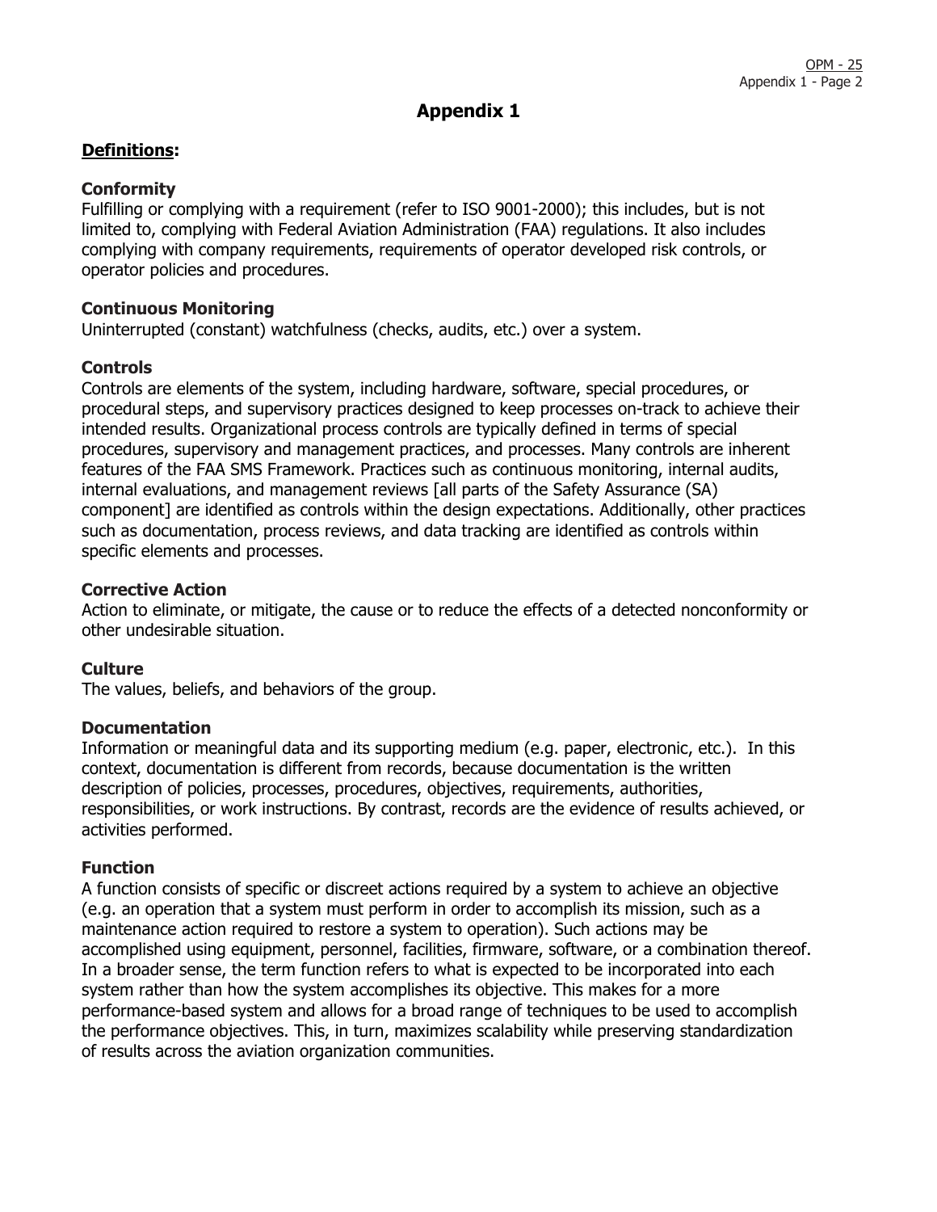# Appendix 1

## Definitions:

### Conformity

Fulfilling or complying with a requirement (refer to ISO 9001-2000); this includes, but is not limited to, complying with Federal Aviation Administration (FAA) regulations. It also includes complying with company requirements, requirements of operator developed risk controls, or operator policies and procedures.

### Continuous Monitoring

Uninterrupted (constant) watchfulness (checks, audits, etc.) over a system.

### Controls

Controls are elements of the system, including hardware, software, special procedures, or procedural steps, and supervisory practices designed to keep processes on-track to achieve their intended results. Organizational process controls are typically defined in terms of special procedures, supervisory and management practices, and processes. Many controls are inherent features of the FAA SMS Framework. Practices such as continuous monitoring, internal audits, internal evaluations, and management reviews [all parts of the Safety Assurance (SA) component] are identified as controls within the design expectations. Additionally, other practices such as documentation, process reviews, and data tracking are identified as controls within specific elements and processes.

### Corrective Action

Action to eliminate, or mitigate, the cause or to reduce the effects of a detected nonconformity or other undesirable situation.

### Culture

The values, beliefs, and behaviors of the group.

### Documentation

Information or meaningful data and its supporting medium (e.g. paper, electronic, etc.). In this context, documentation is different from records, because documentation is the written description of policies, processes, procedures, objectives, requirements, authorities, responsibilities, or work instructions. By contrast, records are the evidence of results achieved, or activities performed.

### Function

A function consists of specific or discreet actions required by a system to achieve an objective (e.g. an operation that a system must perform in order to accomplish its mission, such as a maintenance action required to restore a system to operation). Such actions may be accomplished using equipment, personnel, facilities, firmware, software, or a combination thereof. In a broader sense, the term function refers to what is expected to be incorporated into each system rather than how the system accomplishes its objective. This makes for a more performance-based system and allows for a broad range of techniques to be used to accomplish the performance objectives. This, in turn, maximizes scalability while preserving standardization of results across the aviation organization communities.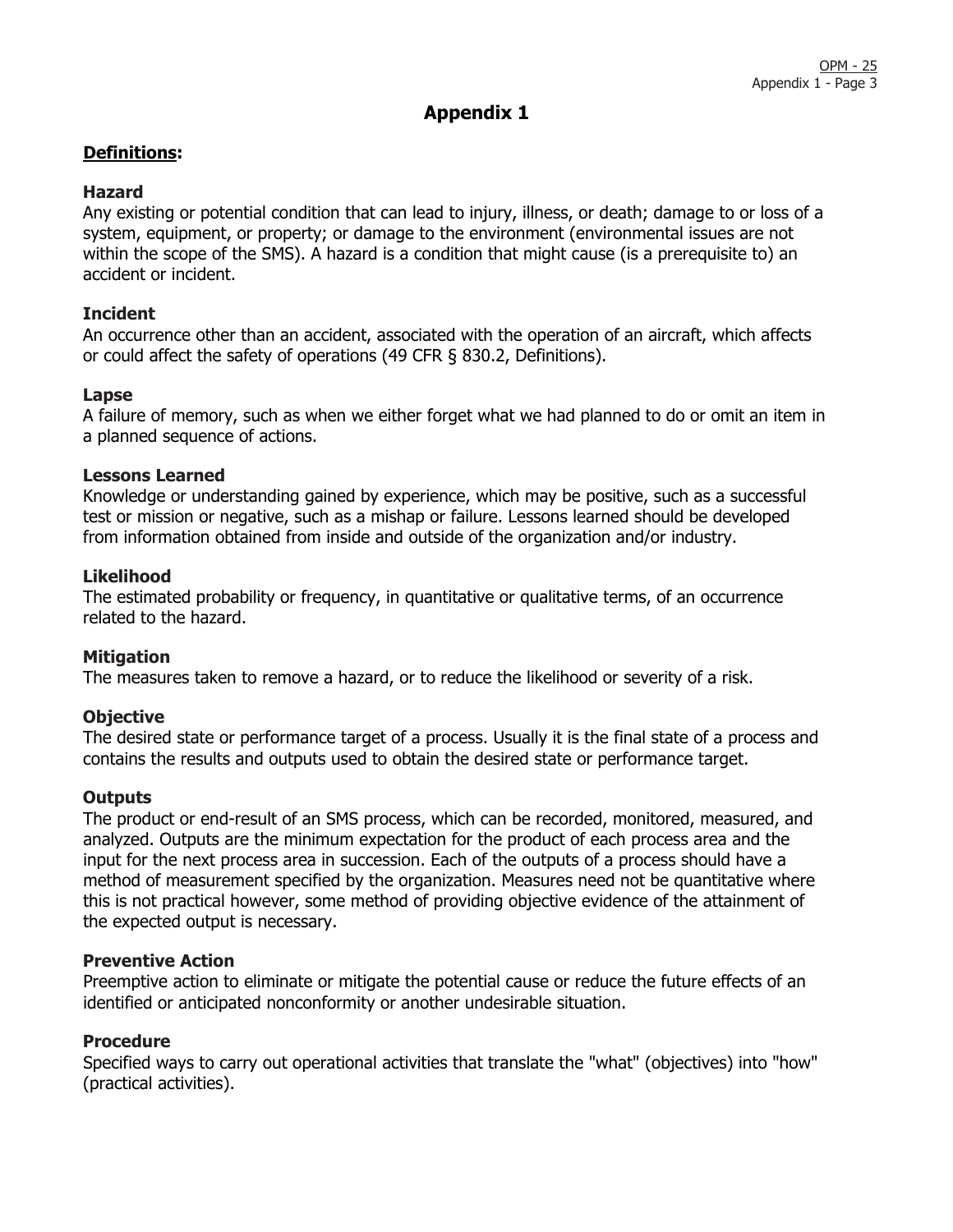# Appendix 1

## Definitions:

### Hazard

Any existing or potential condition that can lead to injury, illness, or death; damage to or loss of a system, equipment, or property; or damage to the environment (environmental issues are not within the scope of the SMS). A hazard is a condition that might cause (is a prerequisite to) an accident or incident.

### Incident

An occurrence other than an accident, associated with the operation of an aircraft, which affects or could affect the safety of operations (49 CFR § 830.2, Definitions).

### Lapse

A failure of memory, such as when we either forget what we had planned to do or omit an item in a planned sequence of actions.

### Lessons Learned

Knowledge or understanding gained by experience, which may be positive, such as a successful test or mission or negative, such as a mishap or failure. Lessons learned should be developed from information obtained from inside and outside of the organization and/or industry.

### Likelihood

The estimated probability or frequency, in quantitative or qualitative terms, of an occurrence related to the hazard.

### Mitigation

The measures taken to remove a hazard, or to reduce the likelihood or severity of a risk.

### Objective

The desired state or performance target of a process. Usually it is the final state of a process and contains the results and outputs used to obtain the desired state or performance target.

### Outputs

The product or end-result of an SMS process, which can be recorded, monitored, measured, and analyzed. Outputs are the minimum expectation for the product of each process area and the input for the next process area in succession. Each of the outputs of a process should have a method of measurement specified by the organization. Measures need not be quantitative where this is not practical however, some method of providing objective evidence of the attainment of the expected output is necessary.

### Preventive Action

Preemptive action to eliminate or mitigate the potential cause or reduce the future effects of an identified or anticipated nonconformity or another undesirable situation.

### Procedure

Specified ways to carry out operational activities that translate the "what" (objectives) into "how" (practical activities).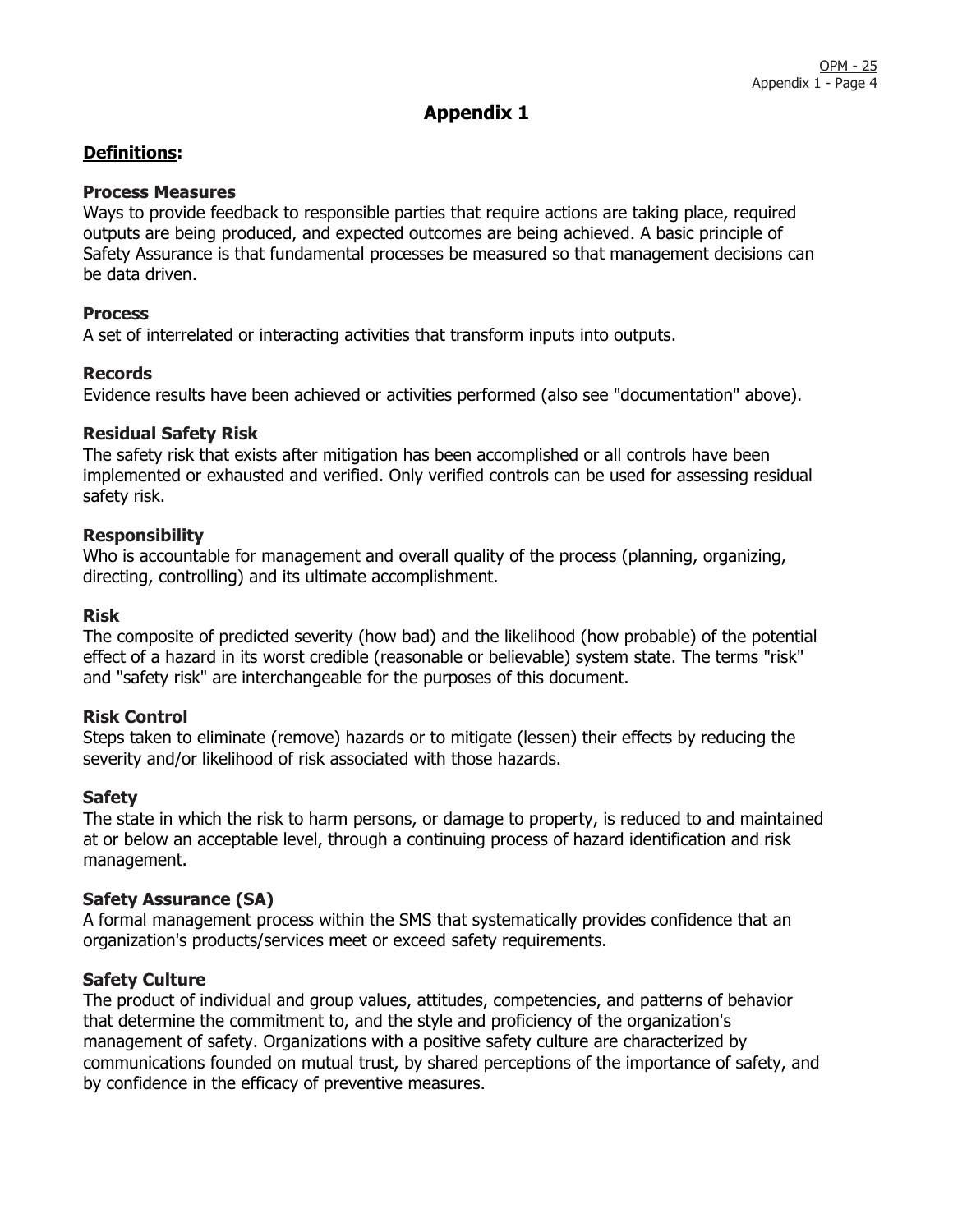# Appendix 1

**<u>Definitions</u>:**

**Process Measures**
Ways to provide feedback to responsible parties that require actions are taking place, required outputs are being produced, and expected outcomes are being achieved. A basic principle of Safety Assurance is that fundamental processes be measured so that management decisions can be data driven.

**Process**
A set of interrelated or interacting activities that transform inputs into outputs.

**Records**
Evidence results have been achieved or activities performed (also see "documentation" above).

**Residual Safety Risk**
The safety risk that exists after mitigation has been accomplished or all controls have been implemented or exhausted and verified. Only verified controls can be used for assessing residual safety risk.

**Responsibility**
Who is accountable for management and overall quality of the process (planning, organizing, directing, controlling) and its ultimate accomplishment.

**Risk**
The composite of predicted severity (how bad) and the likelihood (how probable) of the potential effect of a hazard in its worst credible (reasonable or believable) system state. The terms "risk" and "safety risk" are interchangeable for the purposes of this document.

**Risk Control**
Steps taken to eliminate (remove) hazards or to mitigate (lessen) their effects by reducing the severity and/or likelihood of risk associated with those hazards.

**Safety**
The state in which the risk to harm persons, or damage to property, is reduced to and maintained at or below an acceptable level, through a continuing process of hazard identification and risk management.

**Safety Assurance (SA)**
A formal management process within the SMS that systematically provides confidence that an organization's products/services meet or exceed safety requirements.

**Safety Culture**
The product of individual and group values, attitudes, competencies, and patterns of behavior that determine the commitment to, and the style and proficiency of the organization's management of safety. Organizations with a positive safety culture are characterized by communications founded on mutual trust, by shared perceptions of the importance of safety, and by confidence in the efficacy of preventive measures.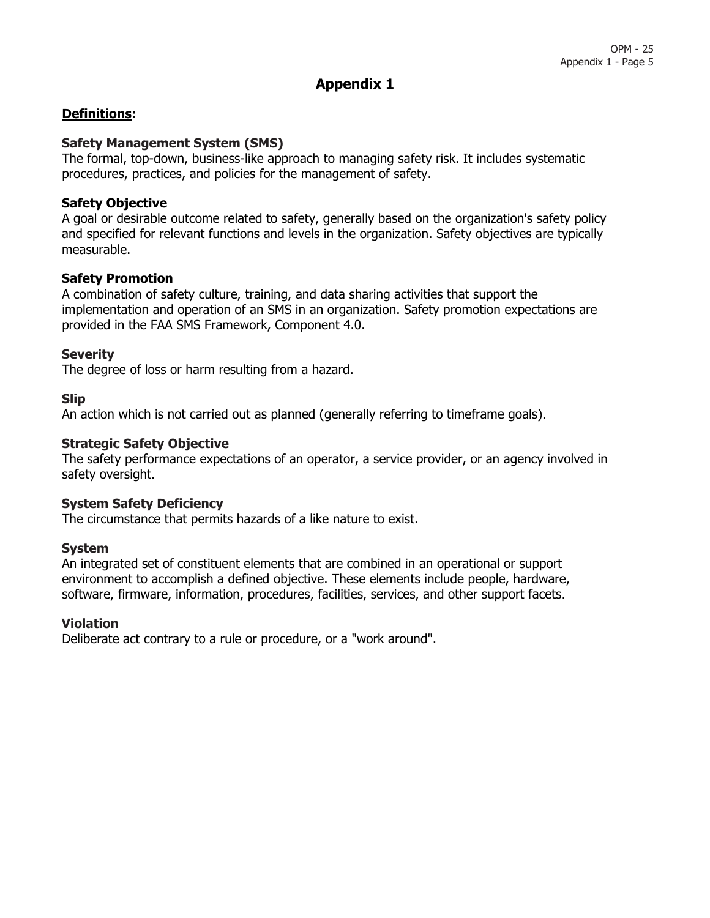# Appendix 1

**Definitions:**

**Safety Management System (SMS)**
The formal, top-down, business-like approach to managing safety risk. It includes systematic procedures, practices, and policies for the management of safety.

**Safety Objective**
A goal or desirable outcome related to safety, generally based on the organization's safety policy and specified for relevant functions and levels in the organization. Safety objectives are typically measurable.

**Safety Promotion**
A combination of safety culture, training, and data sharing activities that support the implementation and operation of an SMS in an organization. Safety promotion expectations are provided in the FAA SMS Framework, Component 4.0.

**Severity**
The degree of loss or harm resulting from a hazard.

**Slip**
An action which is not carried out as planned (generally referring to timeframe goals).

**Strategic Safety Objective**
The safety performance expectations of an operator, a service provider, or an agency involved in safety oversight.

**System Safety Deficiency**
The circumstance that permits hazards of a like nature to exist.

**System**
An integrated set of constituent elements that are combined in an operational or support environment to accomplish a defined objective. These elements include people, hardware, software, firmware, information, procedures, facilities, services, and other support facets.

**Violation**
Deliberate act contrary to a rule or procedure, or a "work around".